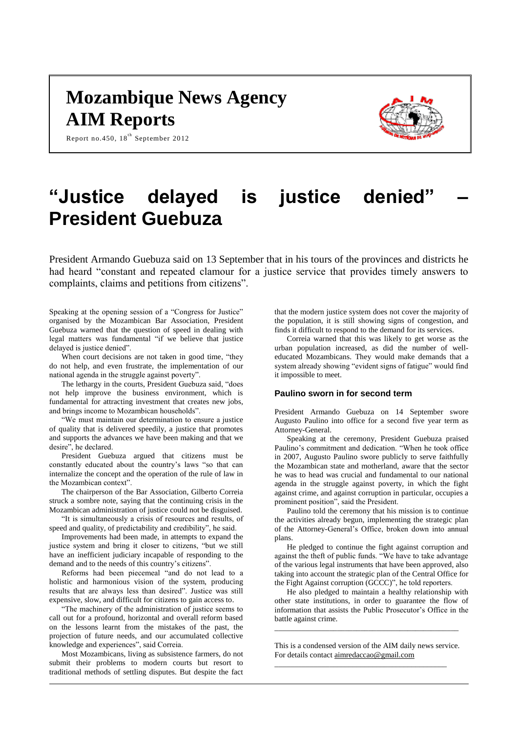# Mozambique News Agency
# AIM Reports

Report no.450, 18th September 2012

# "Justice delayed is justice denied" – President Guebuza

President Armando Guebuza said on 13 September that in his tours of the provinces and districts he had heard "constant and repeated clamour for a justice service that provides timely answers to complaints, claims and petitions from citizens".

Speaking at the opening session of a "Congress for Justice" organised by the Mozambican Bar Association, President Guebuza warned that the question of speed in dealing with legal matters was fundamental "if we believe that justice delayed is justice denied".

When court decisions are not taken in good time, "they do not help, and even frustrate, the implementation of our national agenda in the struggle against poverty".

The lethargy in the courts, President Guebuza said, "does not help improve the business environment, which is fundamental for attracting investment that creates new jobs, and brings income to Mozambican households".

"We must maintain our determination to ensure a justice of quality that is delivered speedily, a justice that promotes and supports the advances we have been making and that we desire", he declared.

President Guebuza argued that citizens must be constantly educated about the country's laws "so that can internalize the concept and the operation of the rule of law in the Mozambican context".

The chairperson of the Bar Association, Gilberto Correia struck a sombre note, saying that the continuing crisis in the Mozambican administration of justice could not be disguised.

"It is simultaneously a crisis of resources and results, of speed and quality, of predictability and credibility", he said.

Improvements had been made, in attempts to expand the justice system and bring it closer to citizens, "but we still have an inefficient judiciary incapable of responding to the demand and to the needs of this country's citizens".

Reforms had been piecemeal "and do not lead to a holistic and harmonious vision of the system, producing results that are always less than desired". Justice was still expensive, slow, and difficult for citizens to gain access to.

"The machinery of the administration of justice seems to call out for a profound, horizontal and overall reform based on the lessons learnt from the mistakes of the past, the projection of future needs, and our accumulated collective knowledge and experiences", said Correia.

Most Mozambicans, living as subsistence farmers, do not submit their problems to modern courts but resort to traditional methods of settling disputes. But despite the fact that the modern justice system does not cover the majority of the population, it is still showing signs of congestion, and finds it difficult to respond to the demand for its services.

Correia warned that this was likely to get worse as the urban population increased, as did the number of well-educated Mozambicans. They would make demands that a system already showing "evident signs of fatigue" would find it impossible to meet.

### Paulino sworn in for second term

President Armando Guebuza on 14 September swore Augusto Paulino into office for a second five year term as Attorney-General.

Speaking at the ceremony, President Guebuza praised Paulino's commitment and dedication. "When he took office in 2007, Augusto Paulino swore publicly to serve faithfully the Mozambican state and motherland, aware that the sector he was to head was crucial and fundamental to our national agenda in the struggle against poverty, in which the fight against crime, and against corruption in particular, occupies a prominent position", said the President.

Paulino told the ceremony that his mission is to continue the activities already begun, implementing the strategic plan of the Attorney-General's Office, broken down into annual plans.

He pledged to continue the fight against corruption and against the theft of public funds. "We have to take advantage of the various legal instruments that have been approved, also taking into account the strategic plan of the Central Office for the Fight Against corruption (GCCC)", he told reporters.

He also pledged to maintain a healthy relationship with other state institutions, in order to guarantee the flow of information that assists the Public Prosecutor's Office in the battle against crime.

---

This is a condensed version of the AIM daily news service. For details contact aimredaccao@gmail.com

---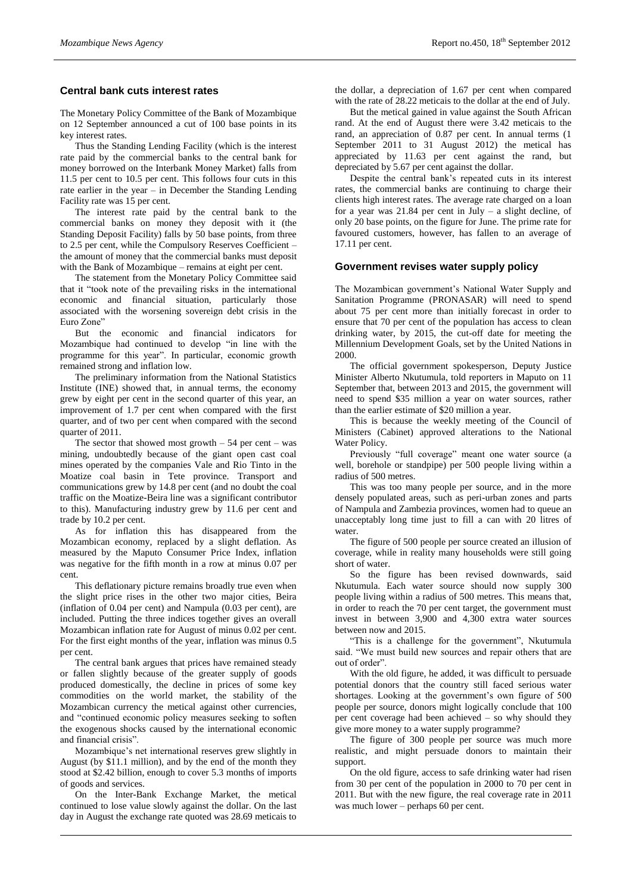## Central bank cuts interest rates

The Monetary Policy Committee of the Bank of Mozambique on 12 September announced a cut of 100 base points in its key interest rates.

Thus the Standing Lending Facility (which is the interest rate paid by the commercial banks to the central bank for money borrowed on the Interbank Money Market) falls from 11.5 per cent to 10.5 per cent. This follows four cuts in this rate earlier in the year – in December the Standing Lending Facility rate was 15 per cent.

The interest rate paid by the central bank to the commercial banks on money they deposit with it (the Standing Deposit Facility) falls by 50 base points, from three to 2.5 per cent, while the Compulsory Reserves Coefficient – the amount of money that the commercial banks must deposit with the Bank of Mozambique – remains at eight per cent.

The statement from the Monetary Policy Committee said that it "took note of the prevailing risks in the international economic and financial situation, particularly those associated with the worsening sovereign debt crisis in the Euro Zone"

But the economic and financial indicators for Mozambique had continued to develop "in line with the programme for this year". In particular, economic growth remained strong and inflation low.

The preliminary information from the National Statistics Institute (INE) showed that, in annual terms, the economy grew by eight per cent in the second quarter of this year, an improvement of 1.7 per cent when compared with the first quarter, and of two per cent when compared with the second quarter of 2011.

The sector that showed most growth – 54 per cent – was mining, undoubtedly because of the giant open cast coal mines operated by the companies Vale and Rio Tinto in the Moatize coal basin in Tete province. Transport and communications grew by 14.8 per cent (and no doubt the coal traffic on the Moatize-Beira line was a significant contributor to this). Manufacturing industry grew by 11.6 per cent and trade by 10.2 per cent.

As for inflation this has disappeared from the Mozambican economy, replaced by a slight deflation. As measured by the Maputo Consumer Price Index, inflation was negative for the fifth month in a row at minus 0.07 per cent.

This deflationary picture remains broadly true even when the slight price rises in the other two major cities, Beira (inflation of 0.04 per cent) and Nampula (0.03 per cent), are included. Putting the three indices together gives an overall Mozambican inflation rate for August of minus 0.02 per cent. For the first eight months of the year, inflation was minus 0.5 per cent.

The central bank argues that prices have remained steady or fallen slightly because of the greater supply of goods produced domestically, the decline in prices of some key commodities on the world market, the stability of the Mozambican currency the metical against other currencies, and "continued economic policy measures seeking to soften the exogenous shocks caused by the international economic and financial crisis".

Mozambique's net international reserves grew slightly in August (by $11.1 million), and by the end of the month they stood at $2.42 billion, enough to cover 5.3 months of imports of goods and services.

On the Inter-Bank Exchange Market, the metical continued to lose value slowly against the dollar. On the last day in August the exchange rate quoted was 28.69 meticais to the dollar, a depreciation of 1.67 per cent when compared with the rate of 28.22 meticais to the dollar at the end of July.

But the metical gained in value against the South African rand. At the end of August there were 3.42 meticais to the rand, an appreciation of 0.87 per cent. In annual terms (1 September 2011 to 31 August 2012) the metical has appreciated by 11.63 per cent against the rand, but depreciated by 5.67 per cent against the dollar.

Despite the central bank's repeated cuts in its interest rates, the commercial banks are continuing to charge their clients high interest rates. The average rate charged on a loan for a year was 21.84 per cent in July – a slight decline, of only 20 base points, on the figure for June. The prime rate for favoured customers, however, has fallen to an average of 17.11 per cent.

## Government revises water supply policy

The Mozambican government's National Water Supply and Sanitation Programme (PRONASAR) will need to spend about 75 per cent more than initially forecast in order to ensure that 70 per cent of the population has access to clean drinking water, by 2015, the cut-off date for meeting the Millennium Development Goals, set by the United Nations in 2000.

The official government spokesperson, Deputy Justice Minister Alberto Nkutumula, told reporters in Maputo on 11 September that, between 2013 and 2015, the government will need to spend $35 million a year on water sources, rather than the earlier estimate of $20 million a year.

This is because the weekly meeting of the Council of Ministers (Cabinet) approved alterations to the National Water Policy.

Previously "full coverage" meant one water source (a well, borehole or standpipe) per 500 people living within a radius of 500 metres.

This was too many people per source, and in the more densely populated areas, such as peri-urban zones and parts of Nampula and Zambezia provinces, women had to queue an unacceptably long time just to fill a can with 20 litres of water.

The figure of 500 people per source created an illusion of coverage, while in reality many households were still going short of water.

So the figure has been revised downwards, said Nkutumula. Each water source should now supply 300 people living within a radius of 500 metres. This means that, in order to reach the 70 per cent target, the government must invest in between 3,900 and 4,300 extra water sources between now and 2015.

"This is a challenge for the government", Nkutumula said. "We must build new sources and repair others that are out of order".

With the old figure, he added, it was difficult to persuade potential donors that the country still faced serious water shortages. Looking at the government's own figure of 500 people per source, donors might logically conclude that 100 per cent coverage had been achieved – so why should they give more money to a water supply programme?

The figure of 300 people per source was much more realistic, and might persuade donors to maintain their support.

On the old figure, access to safe drinking water had risen from 30 per cent of the population in 2000 to 70 per cent in 2011. But with the new figure, the real coverage rate in 2011 was much lower – perhaps 60 per cent.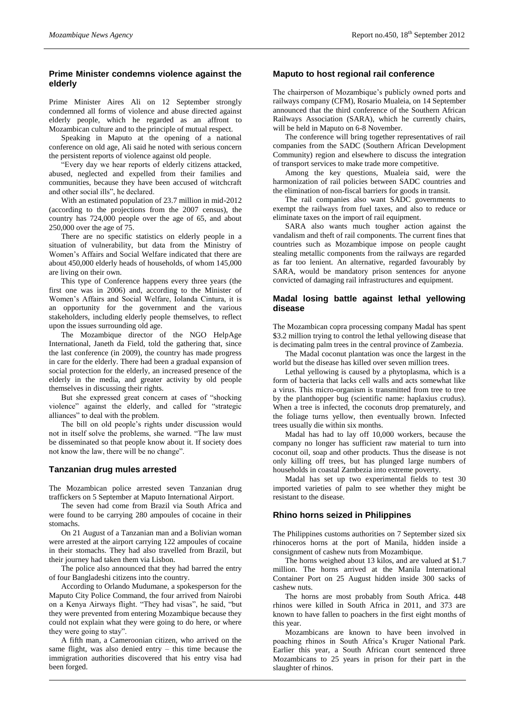## Prime Minister condemns violence against the elderly

Prime Minister Aires Ali on 12 September strongly condemned all forms of violence and abuse directed against elderly people, which he regarded as an affront to Mozambican culture and to the principle of mutual respect.

Speaking in Maputo at the opening of a national conference on old age, Ali said he noted with serious concern the persistent reports of violence against old people.

"Every day we hear reports of elderly citizens attacked, abused, neglected and expelled from their families and communities, because they have been accused of witchcraft and other social ills", he declared.

With an estimated population of 23.7 million in mid-2012 (according to the projections from the 2007 census), the country has 724,000 people over the age of 65, and about 250,000 over the age of 75.

There are no specific statistics on elderly people in a situation of vulnerability, but data from the Ministry of Women's Affairs and Social Welfare indicated that there are about 450,000 elderly heads of households, of whom 145,000 are living on their own.

This type of Conference happens every three years (the first one was in 2006) and, according to the Minister of Women's Affairs and Social Welfare, Iolanda Cintura, it is an opportunity for the government and the various stakeholders, including elderly people themselves, to reflect upon the issues surrounding old age.

The Mozambique director of the NGO HelpAge International, Janeth da Field, told the gathering that, since the last conference (in 2009), the country has made progress in care for the elderly. There had been a gradual expansion of social protection for the elderly, an increased presence of the elderly in the media, and greater activity by old people themselves in discussing their rights.

But she expressed great concern at cases of "shocking violence" against the elderly, and called for "strategic alliances" to deal with the problem.

The bill on old people's rights under discussion would not in itself solve the problems, she warned. "The law must be disseminated so that people know about it. If society does not know the law, there will be no change".

## Tanzanian drug mules arrested

The Mozambican police arrested seven Tanzanian drug traffickers on 5 September at Maputo International Airport.

The seven had come from Brazil via South Africa and were found to be carrying 280 ampoules of cocaine in their stomachs.

On 21 August of a Tanzanian man and a Bolivian woman were arrested at the airport carrying 122 ampoules of cocaine in their stomachs. They had also travelled from Brazil, but their journey had taken them via Lisbon.

The police also announced that they had barred the entry of four Bangladeshi citizens into the country.

According to Orlando Mudumane, a spokesperson for the Maputo City Police Command, the four arrived from Nairobi on a Kenya Airways flight. "They had visas", he said, "but they were prevented from entering Mozambique because they could not explain what they were going to do here, or where they were going to stay".

A fifth man, a Cameroonian citizen, who arrived on the same flight, was also denied entry – this time because the immigration authorities discovered that his entry visa had been forged.

## Maputo to host regional rail conference

The chairperson of Mozambique's publicly owned ports and railways company (CFM), Rosario Mualeia, on 14 September announced that the third conference of the Southern African Railways Association (SARA), which he currently chairs, will be held in Maputo on 6-8 November.

The conference will bring together representatives of rail companies from the SADC (Southern African Development Community) region and elsewhere to discuss the integration of transport services to make trade more competitive.

Among the key questions, Mualeia said, were the harmonization of rail policies between SADC countries and the elimination of non-fiscal barriers for goods in transit.

The rail companies also want SADC governments to exempt the railways from fuel taxes, and also to reduce or eliminate taxes on the import of rail equipment.

SARA also wants much tougher action against the vandalism and theft of rail components. The current fines that countries such as Mozambique impose on people caught stealing metallic components from the railways are regarded as far too lenient. An alternative, regarded favourably by SARA, would be mandatory prison sentences for anyone convicted of damaging rail infrastructures and equipment.

## Madal losing battle against lethal yellowing disease

The Mozambican copra processing company Madal has spent \$3.2 million trying to control the lethal yellowing disease that is decimating palm trees in the central province of Zambezia.

The Madal coconut plantation was once the largest in the world but the disease has killed over seven million trees.

Lethal yellowing is caused by a phytoplasma, which is a form of bacteria that lacks cell walls and acts somewhat like a virus. This micro-organism is transmitted from tree to tree by the planthopper bug (scientific name: haplaxius crudus). When a tree is infected, the coconuts drop prematurely, and the foliage turns yellow, then eventually brown. Infected trees usually die within six months.

Madal has had to lay off 10,000 workers, because the company no longer has sufficient raw material to turn into coconut oil, soap and other products. Thus the disease is not only killing off trees, but has plunged large numbers of households in coastal Zambezia into extreme poverty.

Madal has set up two experimental fields to test 30 imported varieties of palm to see whether they might be resistant to the disease.

## Rhino horns seized in Philippines

The Philippines customs authorities on 7 September sized six rhinoceros horns at the port of Manila, hidden inside a consignment of cashew nuts from Mozambique.

The horns weighed about 13 kilos, and are valued at \$1.7 million. The horns arrived at the Manila International Container Port on 25 August hidden inside 300 sacks of cashew nuts.

The horns are most probably from South Africa. 448 rhinos were killed in South Africa in 2011, and 373 are known to have fallen to poachers in the first eight months of this year.

Mozambicans are known to have been involved in poaching rhinos in South Africa's Kruger National Park. Earlier this year, a South African court sentenced three Mozambicans to 25 years in prison for their part in the slaughter of rhinos.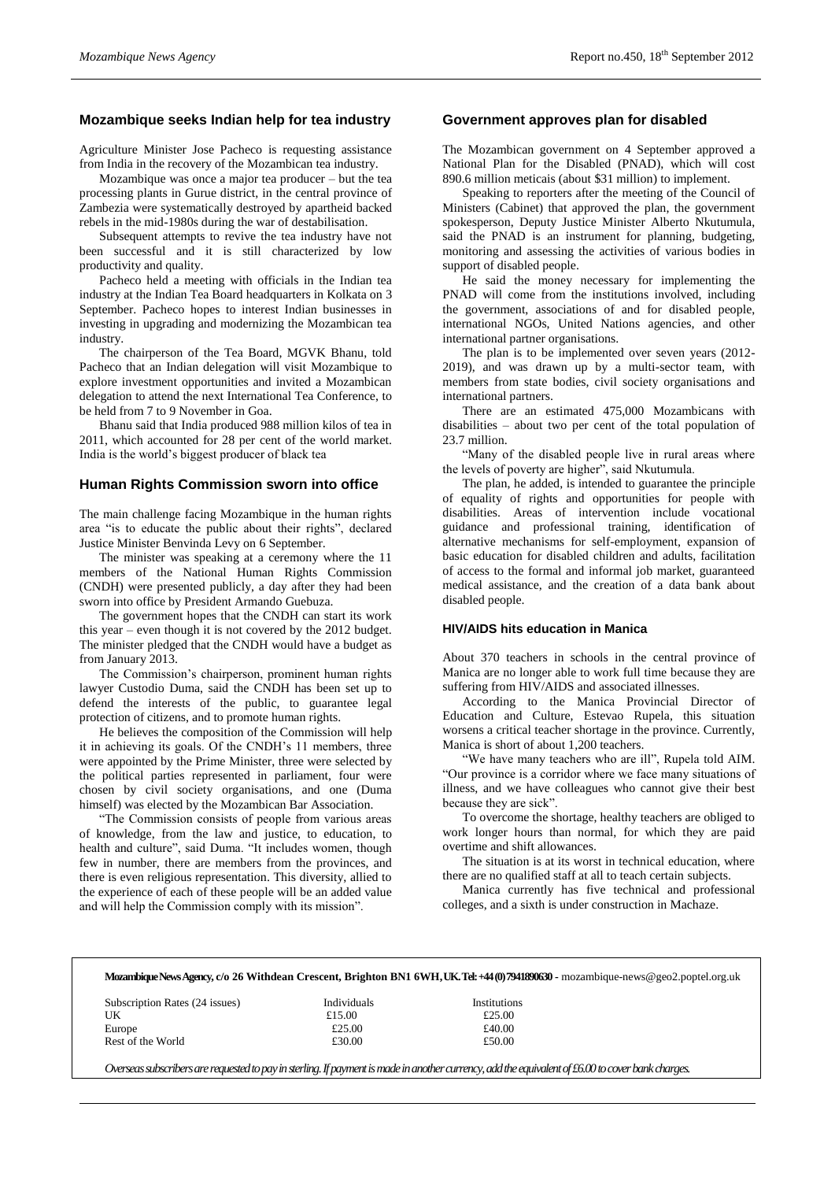## Mozambique seeks Indian help for tea industry

Agriculture Minister Jose Pacheco is requesting assistance from India in the recovery of the Mozambican tea industry.

Mozambique was once a major tea producer – but the tea processing plants in Gurue district, in the central province of Zambezia were systematically destroyed by apartheid backed rebels in the mid-1980s during the war of destabilisation.

Subsequent attempts to revive the tea industry have not been successful and it is still characterized by low productivity and quality.

Pacheco held a meeting with officials in the Indian tea industry at the Indian Tea Board headquarters in Kolkata on 3 September. Pacheco hopes to interest Indian businesses in investing in upgrading and modernizing the Mozambican tea industry.

The chairperson of the Tea Board, MGVK Bhanu, told Pacheco that an Indian delegation will visit Mozambique to explore investment opportunities and invited a Mozambican delegation to attend the next International Tea Conference, to be held from 7 to 9 November in Goa.

Bhanu said that India produced 988 million kilos of tea in 2011, which accounted for 28 per cent of the world market. India is the world's biggest producer of black tea

## Human Rights Commission sworn into office

The main challenge facing Mozambique in the human rights area "is to educate the public about their rights", declared Justice Minister Benvinda Levy on 6 September.

The minister was speaking at a ceremony where the 11 members of the National Human Rights Commission (CNDH) were presented publicly, a day after they had been sworn into office by President Armando Guebuza.

The government hopes that the CNDH can start its work this year – even though it is not covered by the 2012 budget. The minister pledged that the CNDH would have a budget as from January 2013.

The Commission's chairperson, prominent human rights lawyer Custodio Duma, said the CNDH has been set up to defend the interests of the public, to guarantee legal protection of citizens, and to promote human rights.

He believes the composition of the Commission will help it in achieving its goals. Of the CNDH's 11 members, three were appointed by the Prime Minister, three were selected by the political parties represented in parliament, four were chosen by civil society organisations, and one (Duma himself) was elected by the Mozambican Bar Association.

"The Commission consists of people from various areas of knowledge, from the law and justice, to education, to health and culture", said Duma. "It includes women, though few in number, there are members from the provinces, and there is even religious representation. This diversity, allied to the experience of each of these people will be an added value and will help the Commission comply with its mission".

## Government approves plan for disabled

The Mozambican government on 4 September approved a National Plan for the Disabled (PNAD), which will cost 890.6 million meticais (about $31 million) to implement.

Speaking to reporters after the meeting of the Council of Ministers (Cabinet) that approved the plan, the government spokesperson, Deputy Justice Minister Alberto Nkutumula, said the PNAD is an instrument for planning, budgeting, monitoring and assessing the activities of various bodies in support of disabled people.

He said the money necessary for implementing the PNAD will come from the institutions involved, including the government, associations of and for disabled people, international NGOs, United Nations agencies, and other international partner organisations.

The plan is to be implemented over seven years (2012-2019), and was drawn up by a multi-sector team, with members from state bodies, civil society organisations and international partners.

There are an estimated 475,000 Mozambicans with disabilities – about two per cent of the total population of 23.7 million.

"Many of the disabled people live in rural areas where the levels of poverty are higher", said Nkutumula.

The plan, he added, is intended to guarantee the principle of equality of rights and opportunities for people with disabilities. Areas of intervention include vocational guidance and professional training, identification of alternative mechanisms for self-employment, expansion of basic education for disabled children and adults, facilitation of access to the formal and informal job market, guaranteed medical assistance, and the creation of a data bank about disabled people.

### HIV/AIDS hits education in Manica

About 370 teachers in schools in the central province of Manica are no longer able to work full time because they are suffering from HIV/AIDS and associated illnesses.

According to the Manica Provincial Director of Education and Culture, Estevao Rupela, this situation worsens a critical teacher shortage in the province. Currently, Manica is short of about 1,200 teachers.

"We have many teachers who are ill", Rupela told AIM. "Our province is a corridor where we face many situations of illness, and we have colleagues who cannot give their best because they are sick".

To overcome the shortage, healthy teachers are obliged to work longer hours than normal, for which they are paid overtime and shift allowances.

The situation is at its worst in technical education, where there are no qualified staff at all to teach certain subjects.

Manica currently has five technical and professional colleges, and a sixth is under construction in Machaze.

**Mozambique News Agency, c/o 26 Withdean Crescent, Brighton BN1 6WH, UK. Tel: +44 (0) 7941890630** - mozambique-news@geo2.poptel.org.uk

| Subscription Rates (24 issues) | Individuals | Institutions |
| --- | --- | --- |
| UK | £15.00 | £25.00 |
| Europe | £25.00 | £40.00 |
| Rest of the World | £30.00 | £50.00 |

*Overseas subscribers are requested to pay in sterling. If payment is made in another currency, add the equivalent of £6.00 to cover bank charges.*